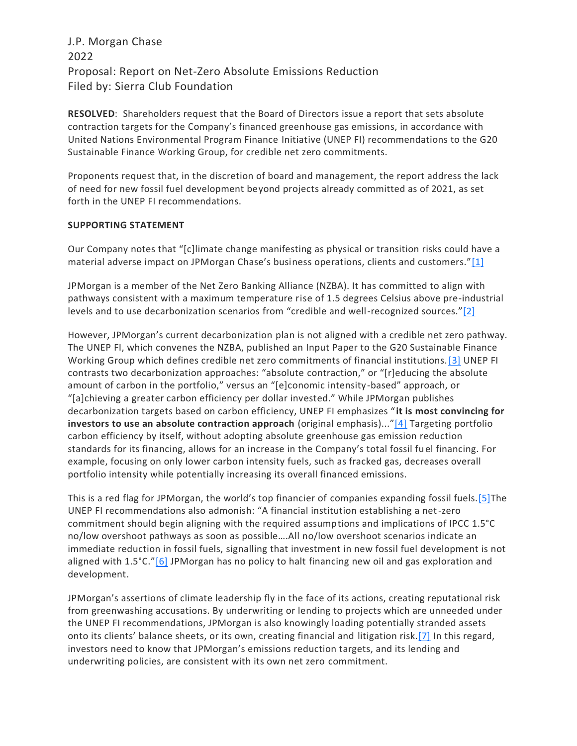J.P. Morgan Chase
2022
Proposal: Report on Net-Zero Absolute Emissions Reduction
Filed by: Sierra Club Foundation

**RESOLVED**: Shareholders request that the Board of Directors issue a report that sets absolute contraction targets for the Company's financed greenhouse gas emissions, in accordance with United Nations Environmental Program Finance Initiative (UNEP FI) recommendations to the G20 Sustainable Finance Working Group, for credible net zero commitments.

Proponents request that, in the discretion of board and management, the report address the lack of need for new fossil fuel development beyond projects already committed as of 2021, as set forth in the UNEP FI recommendations.

**SUPPORTING STATEMENT**

Our Company notes that "[c]limate change manifesting as physical or transition risks could have a material adverse impact on JPMorgan Chase's business operations, clients and customers."[1]

JPMorgan is a member of the Net Zero Banking Alliance (NZBA). It has committed to align with pathways consistent with a maximum temperature rise of 1.5 degrees Celsius above pre-industrial levels and to use decarbonization scenarios from "credible and well-recognized sources."[2]

However, JPMorgan's current decarbonization plan is not aligned with a credible net zero pathway. The UNEP FI, which convenes the NZBA, published an Input Paper to the G20 Sustainable Finance Working Group which defines credible net zero commitments of financial institutions.[3] UNEP FI contrasts two decarbonization approaches: "absolute contraction," or "[r]educing the absolute amount of carbon in the portfolio," versus an "[e]conomic intensity-based" approach, or "[a]chieving a greater carbon efficiency per dollar invested." While JPMorgan publishes decarbonization targets based on carbon efficiency, UNEP FI emphasizes "**it is most convincing for investors to use an absolute contraction approach** (original emphasis)..."[4] Targeting portfolio carbon efficiency by itself, without adopting absolute greenhouse gas emission reduction standards for its financing, allows for an increase in the Company's total fossil fuel financing. For example, focusing on only lower carbon intensity fuels, such as fracked gas, decreases overall portfolio intensity while potentially increasing its overall financed emissions.

This is a red flag for JPMorgan, the world's top financier of companies expanding fossil fuels.[5] The UNEP FI recommendations also admonish: "A financial institution establishing a net-zero commitment should begin aligning with the required assumptions and implications of IPCC 1.5°C no/low overshoot pathways as soon as possible….All no/low overshoot scenarios indicate an immediate reduction in fossil fuels, signalling that investment in new fossil fuel development is not aligned with 1.5°C."[6] JPMorgan has no policy to halt financing new oil and gas exploration and development.

JPMorgan's assertions of climate leadership fly in the face of its actions, creating reputational risk from greenwashing accusations. By underwriting or lending to projects which are unneeded under the UNEP FI recommendations, JPMorgan is also knowingly loading potentially stranded assets onto its clients' balance sheets, or its own, creating financial and litigation risk.[7] In this regard, investors need to know that JPMorgan's emissions reduction targets, and its lending and underwriting policies, are consistent with its own net zero commitment.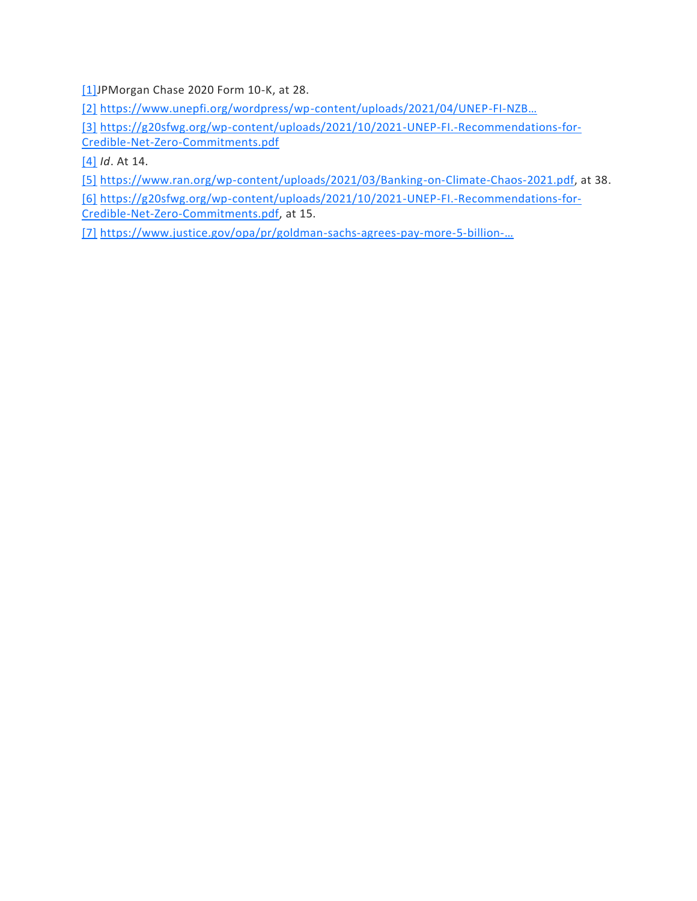[1]JPMorgan Chase 2020 Form 10-K, at 28.

[2] https://www.unepfi.org/wordpress/wp-content/uploads/2021/04/UNEP-FI-NZB…

[3] https://g20sfwg.org/wp-content/uploads/2021/10/2021-UNEP-FI.-Recommendations-for-Credible-Net-Zero-Commitments.pdf

[4] *Id*. At 14.

[5] https://www.ran.org/wp-content/uploads/2021/03/Banking-on-Climate-Chaos-2021.pdf, at 38.

[6] https://g20sfwg.org/wp-content/uploads/2021/10/2021-UNEP-FI.-Recommendations-for-Credible-Net-Zero-Commitments.pdf, at 15.

[7] https://www.justice.gov/opa/pr/goldman-sachs-agrees-pay-more-5-billion-…